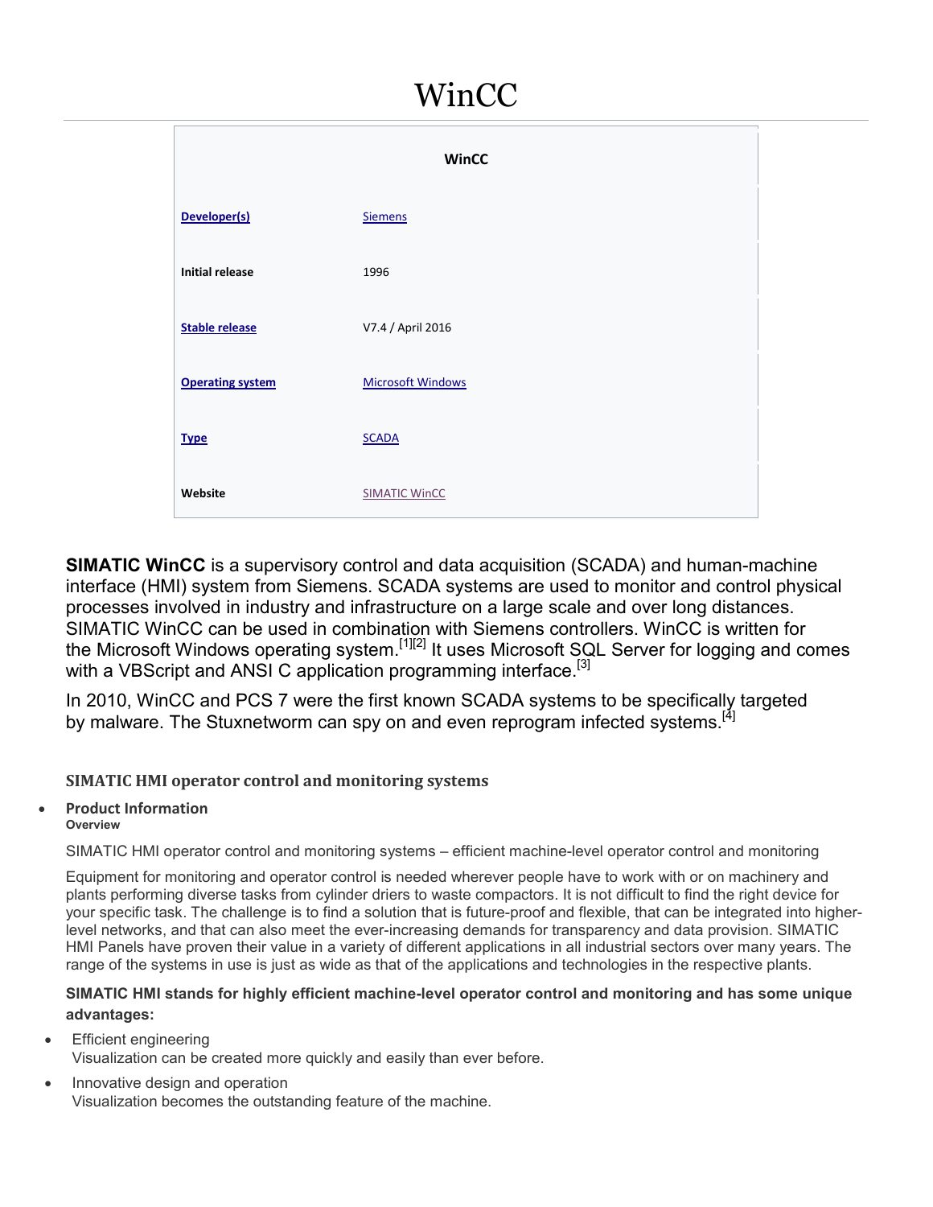# WinCC

| WinCC | |
|---|---|
| **Developer(s)** | Siemens |
| **Initial release** | 1996 |
| **Stable release** | V7.4 / April 2016 |
| **Operating system** | Microsoft Windows |
| **Type** | SCADA |
| **Website** | SIMATIC WinCC |

**SIMATIC WinCC** is a supervisory control and data acquisition (SCADA) and human-machine interface (HMI) system from Siemens. SCADA systems are used to monitor and control physical processes involved in industry and infrastructure on a large scale and over long distances. SIMATIC WinCC can be used in combination with Siemens controllers. WinCC is written for the Microsoft Windows operating system.[1][2] It uses Microsoft SQL Server for logging and comes with a VBScript and ANSI C application programming interface.[3]

In 2010, WinCC and PCS 7 were the first known SCADA systems to be specifically targeted by malware. The Stuxnetworm can spy on and even reprogram infected systems.[4]

### SIMATIC HMI operator control and monitoring systems

- **Product Information**
  **Overview**

SIMATIC HMI operator control and monitoring systems – efficient machine-level operator control and monitoring

Equipment for monitoring and operator control is needed wherever people have to work with or on machinery and plants performing diverse tasks from cylinder driers to waste compactors. It is not difficult to find the right device for your specific task. The challenge is to find a solution that is future-proof and flexible, that can be integrated into higher-level networks, and that can also meet the ever-increasing demands for transparency and data provision. SIMATIC HMI Panels have proven their value in a variety of different applications in all industrial sectors over many years. The range of the systems in use is just as wide as that of the applications and technologies in the respective plants.

**SIMATIC HMI stands for highly efficient machine-level operator control and monitoring and has some unique advantages:**

- Efficient engineering
  Visualization can be created more quickly and easily than ever before.
- Innovative design and operation
  Visualization becomes the outstanding feature of the machine.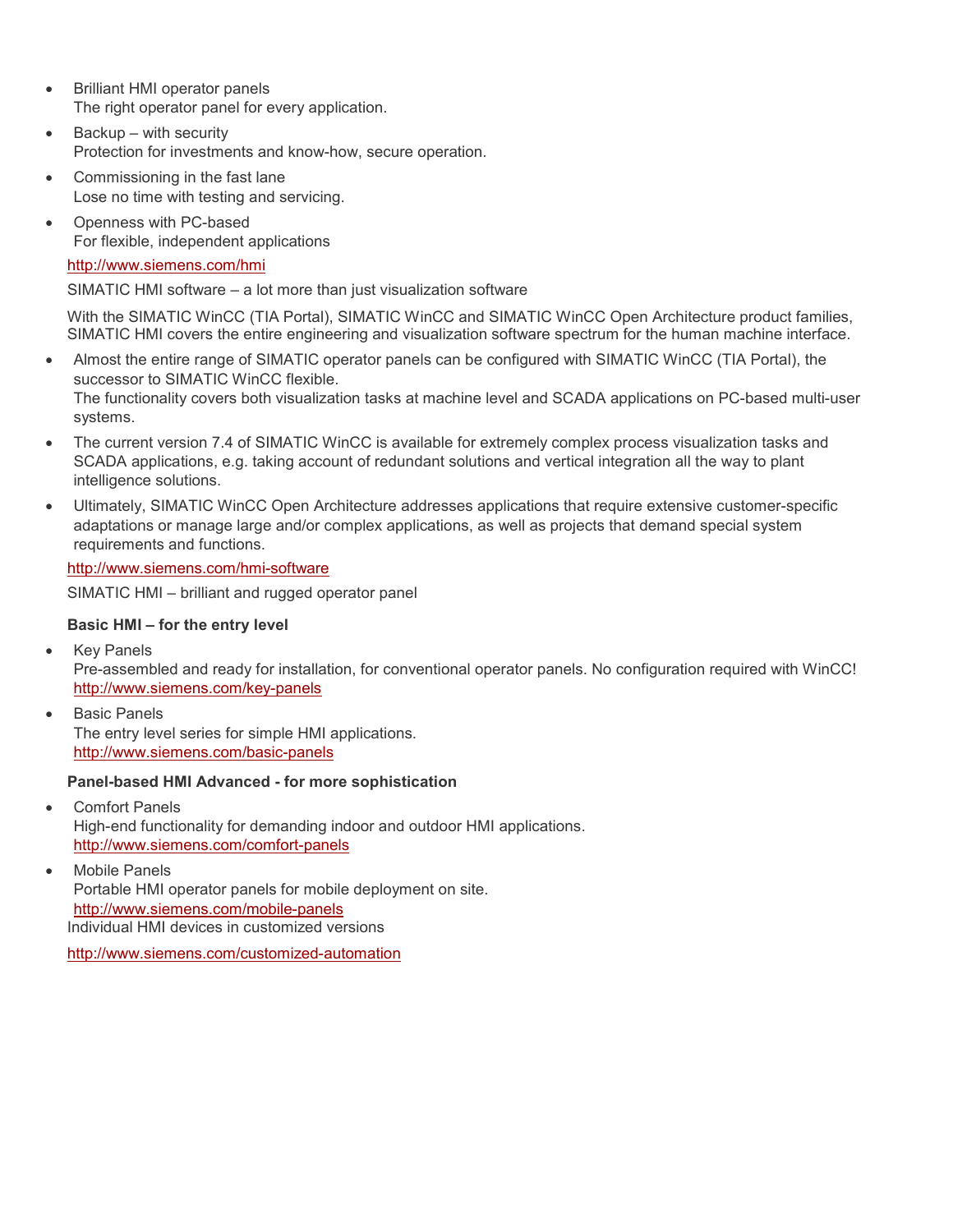- Brilliant HMI operator panels
  The right operator panel for every application.
- Backup – with security
  Protection for investments and know-how, secure operation.
- Commissioning in the fast lane
  Lose no time with testing and servicing.
- Openness with PC-based
  For flexible, independent applications

http://www.siemens.com/hmi

SIMATIC HMI software – a lot more than just visualization software

With the SIMATIC WinCC (TIA Portal), SIMATIC WinCC and SIMATIC WinCC Open Architecture product families, SIMATIC HMI covers the entire engineering and visualization software spectrum for the human machine interface.

- Almost the entire range of SIMATIC operator panels can be configured with SIMATIC WinCC (TIA Portal), the successor to SIMATIC WinCC flexible.
  The functionality covers both visualization tasks at machine level and SCADA applications on PC-based multi-user systems.
- The current version 7.4 of SIMATIC WinCC is available for extremely complex process visualization tasks and SCADA applications, e.g. taking account of redundant solutions and vertical integration all the way to plant intelligence solutions.
- Ultimately, SIMATIC WinCC Open Architecture addresses applications that require extensive customer-specific adaptations or manage large and/or complex applications, as well as projects that demand special system requirements and functions.

http://www.siemens.com/hmi-software

SIMATIC HMI – brilliant and rugged operator panel

**Basic HMI – for the entry level**

- Key Panels
  Pre-assembled and ready for installation, for conventional operator panels. No configuration required with WinCC!
  http://www.siemens.com/key-panels
- Basic Panels
  The entry level series for simple HMI applications.
  http://www.siemens.com/basic-panels

**Panel-based HMI Advanced - for more sophistication**

- Comfort Panels
  High-end functionality for demanding indoor and outdoor HMI applications.
  http://www.siemens.com/comfort-panels
- Mobile Panels
  Portable HMI operator panels for mobile deployment on site.
  http://www.siemens.com/mobile-panels

Individual HMI devices in customized versions

http://www.siemens.com/customized-automation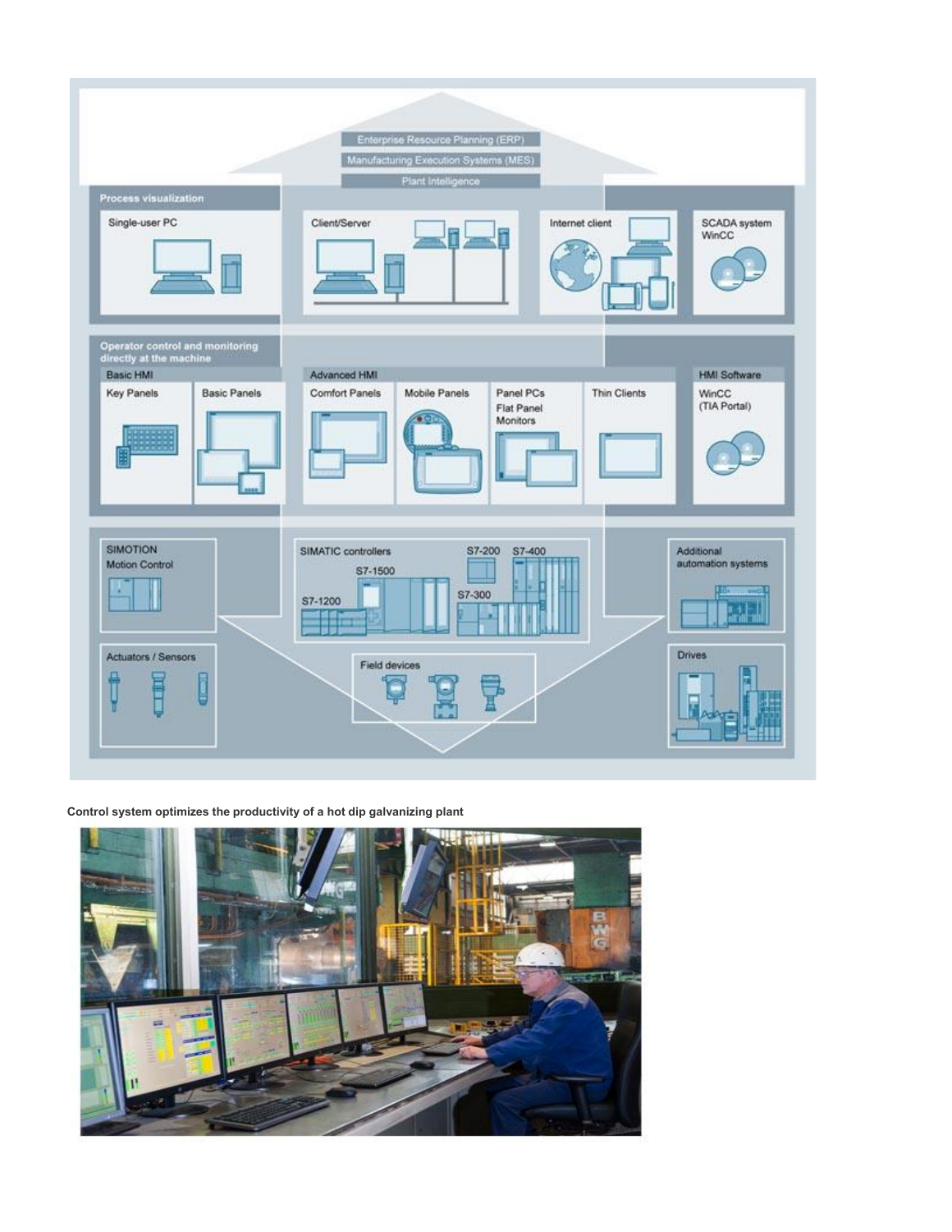**Control system optimizes the productivity of a hot dip galvanizing plant**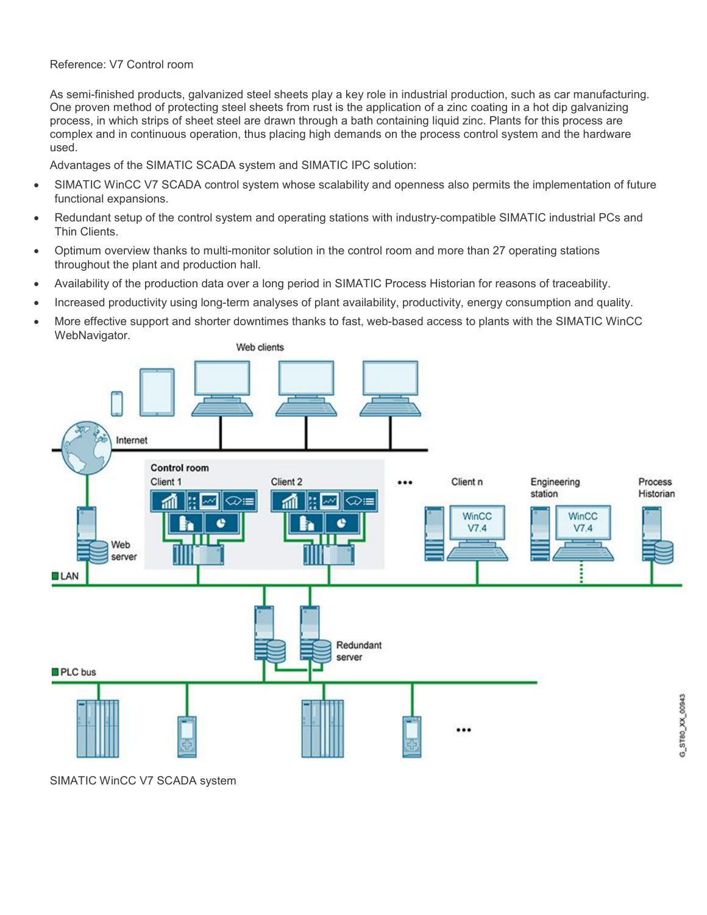Reference: V7 Control room

As semi-finished products, galvanized steel sheets play a key role in industrial production, such as car manufacturing. One proven method of protecting steel sheets from rust is the application of a zinc coating in a hot dip galvanizing process, in which strips of sheet steel are drawn through a bath containing liquid zinc. Plants for this process are complex and in continuous operation, thus placing high demands on the process control system and the hardware used.

Advantages of the SIMATIC SCADA system and SIMATIC IPC solution:

- SIMATIC WinCC V7 SCADA control system whose scalability and openness also permits the implementation of future functional expansions.
- Redundant setup of the control system and operating stations with industry-compatible SIMATIC industrial PCs and Thin Clients.
- Optimum overview thanks to multi-monitor solution in the control room and more than 27 operating stations throughout the plant and production hall.
- Availability of the production data over a long period in SIMATIC Process Historian for reasons of traceability.
- Increased productivity using long-term analyses of plant availability, productivity, energy consumption and quality.
- More effective support and shorter downtimes thanks to fast, web-based access to plants with the SIMATIC WinCC WebNavigator.

SIMATIC WinCC V7 SCADA system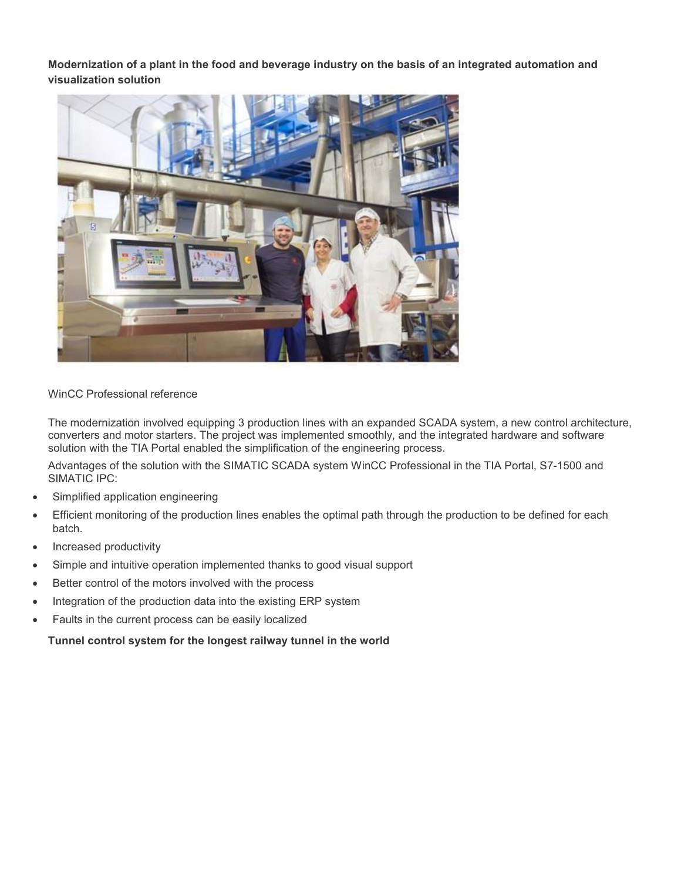**Modernization of a plant in the food and beverage industry on the basis of an integrated automation and visualization solution**

WinCC Professional reference

The modernization involved equipping 3 production lines with an expanded SCADA system, a new control architecture, converters and motor starters. The project was implemented smoothly, and the integrated hardware and software solution with the TIA Portal enabled the simplification of the engineering process.

Advantages of the solution with the SIMATIC SCADA system WinCC Professional in the TIA Portal, S7-1500 and SIMATIC IPC:

- Simplified application engineering
- Efficient monitoring of the production lines enables the optimal path through the production to be defined for each batch.
- Increased productivity
- Simple and intuitive operation implemented thanks to good visual support
- Better control of the motors involved with the process
- Integration of the production data into the existing ERP system
- Faults in the current process can be easily localized

**Tunnel control system for the longest railway tunnel in the world**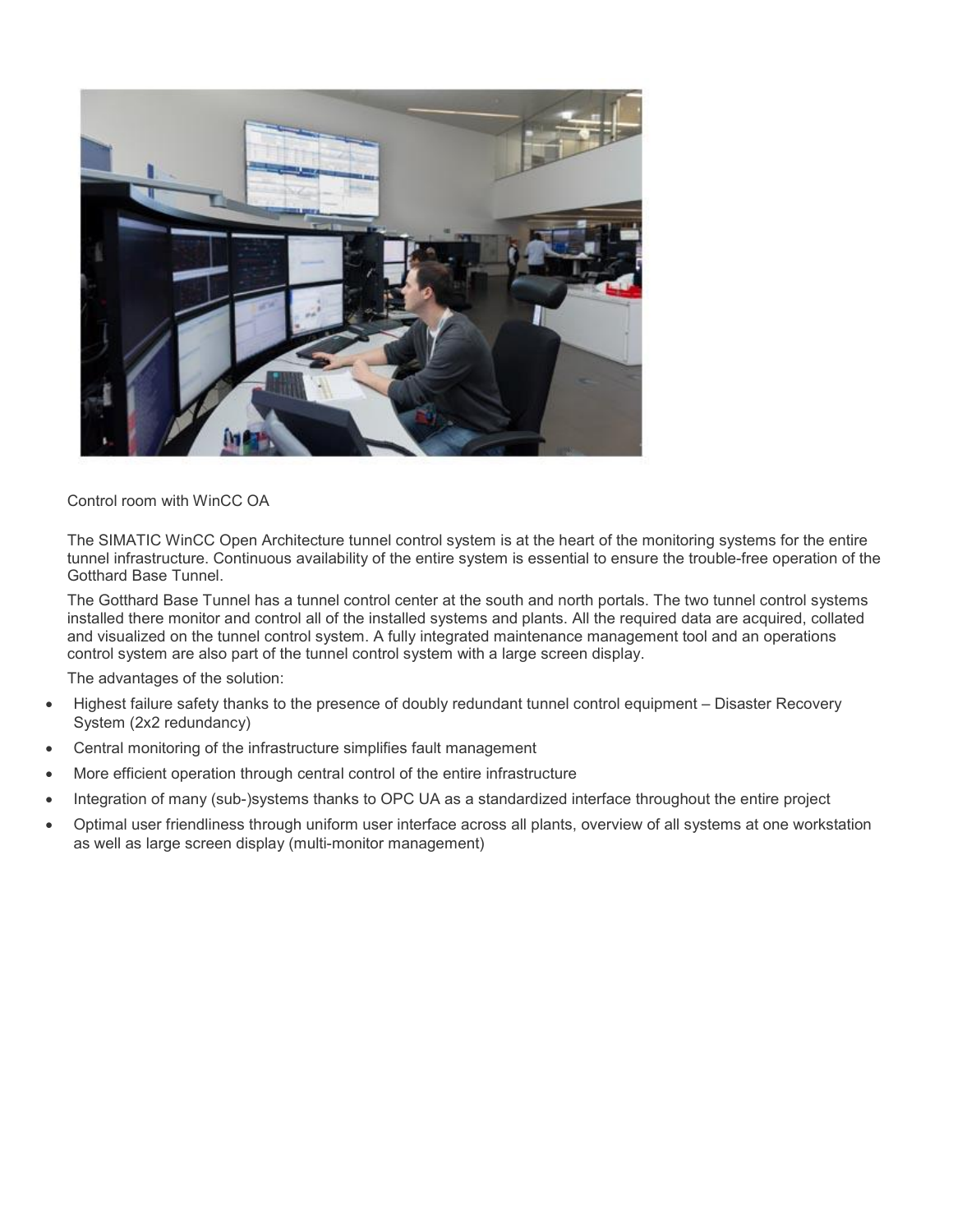Control room with WinCC OA

The SIMATIC WinCC Open Architecture tunnel control system is at the heart of the monitoring systems for the entire tunnel infrastructure. Continuous availability of the entire system is essential to ensure the trouble-free operation of the Gotthard Base Tunnel.

The Gotthard Base Tunnel has a tunnel control center at the south and north portals. The two tunnel control systems installed there monitor and control all of the installed systems and plants. All the required data are acquired, collated and visualized on the tunnel control system. A fully integrated maintenance management tool and an operations control system are also part of the tunnel control system with a large screen display.

The advantages of the solution:

- Highest failure safety thanks to the presence of doubly redundant tunnel control equipment – Disaster Recovery System (2x2 redundancy)
- Central monitoring of the infrastructure simplifies fault management
- More efficient operation through central control of the entire infrastructure
- Integration of many (sub-)systems thanks to OPC UA as a standardized interface throughout the entire project
- Optimal user friendliness through uniform user interface across all plants, overview of all systems at one workstation as well as large screen display (multi-monitor management)